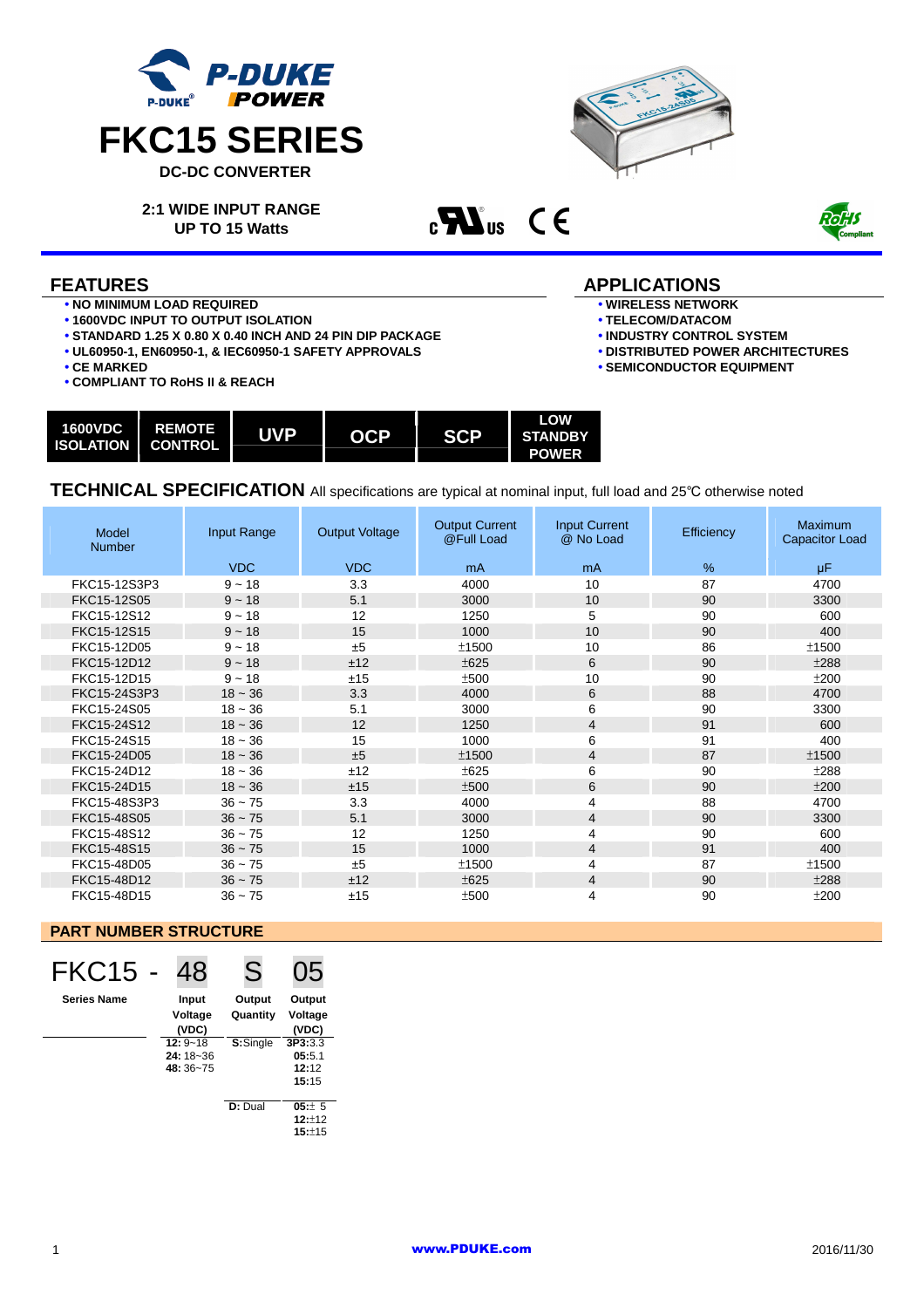# FKC15 SERIES

**DC-DC CONVERTER**

**2:1 WIDE INPUT RANGE**
**UP TO 15 Watts**

## FEATURES

- NO MINIMUM LOAD REQUIRED
- 1600VDC INPUT TO OUTPUT ISOLATION
- STANDARD 1.25 X 0.80 X 0.40 INCH AND 24 PIN DIP PACKAGE
- UL60950-1, EN60950-1, & IEC60950-1 SAFETY APPROVALS
- CE MARKED
- COMPLIANT TO RoHS II & REACH

## APPLICATIONS

- WIRELESS NETWORK
- TELECOM/DATACOM
- INDUSTRY CONTROL SYSTEM
- DISTRIBUTED POWER ARCHITECTURES
- SEMICONDUCTOR EQUIPMENT

| 1600VDC ISOLATION | REMOTE CONTROL | UVP | OCP | SCP | LOW STANDBY POWER |
|---|---|---|---|---|---|

## TECHNICAL SPECIFICATION

All specifications are typical at nominal input, full load and 25℃ otherwise noted

| Model Number | Input Range | Output Voltage | Output Current @Full Load | Input Current @ No Load | Efficiency | Maximum Capacitor Load |
|---|---|---|---|---|---|---|
| | VDC | VDC | mA | mA | % | µF |
| FKC15-12S3P3 | 9 ~ 18 | 3.3 | 4000 | 10 | 87 | 4700 |
| FKC15-12S05 | 9 ~ 18 | 5.1 | 3000 | 10 | 90 | 3300 |
| FKC15-12S12 | 9 ~ 18 | 12 | 1250 | 5 | 90 | 600 |
| FKC15-12S15 | 9 ~ 18 | 15 | 1000 | 10 | 90 | 400 |
| FKC15-12D05 | 9 ~ 18 | ±5 | ±1500 | 10 | 86 | ±1500 |
| FKC15-12D12 | 9 ~ 18 | ±12 | ±625 | 6 | 90 | ±288 |
| FKC15-12D15 | 9 ~ 18 | ±15 | ±500 | 10 | 90 | ±200 |
| FKC15-24S3P3 | 18 ~ 36 | 3.3 | 4000 | 6 | 88 | 4700 |
| FKC15-24S05 | 18 ~ 36 | 5.1 | 3000 | 6 | 90 | 3300 |
| FKC15-24S12 | 18 ~ 36 | 12 | 1250 | 4 | 91 | 600 |
| FKC15-24S15 | 18 ~ 36 | 15 | 1000 | 6 | 91 | 400 |
| FKC15-24D05 | 18 ~ 36 | ±5 | ±1500 | 4 | 87 | ±1500 |
| FKC15-24D12 | 18 ~ 36 | ±12 | ±625 | 6 | 90 | ±288 |
| FKC15-24D15 | 18 ~ 36 | ±15 | ±500 | 6 | 90 | ±200 |
| FKC15-48S3P3 | 36 ~ 75 | 3.3 | 4000 | 4 | 88 | 4700 |
| FKC15-48S05 | 36 ~ 75 | 5.1 | 3000 | 4 | 90 | 3300 |
| FKC15-48S12 | 36 ~ 75 | 12 | 1250 | 4 | 90 | 600 |
| FKC15-48S15 | 36 ~ 75 | 15 | 1000 | 4 | 91 | 400 |
| FKC15-48D05 | 36 ~ 75 | ±5 | ±1500 | 4 | 87 | ±1500 |
| FKC15-48D12 | 36 ~ 75 | ±12 | ±625 | 4 | 90 | ±288 |
| FKC15-48D15 | 36 ~ 75 | ±15 | ±500 | 4 | 90 | ±200 |

## PART NUMBER STRUCTURE

FKC15 - 48 S 05

| Series Name | Input Voltage (VDC) | Output Quantity | Output Voltage (VDC) |
|---|---|---|---|
| | **12:** 9~18<br>**24:** 18~36<br>**48:** 36~75 | **S:** Single | **3P3:** 3.3<br>**05:** 5.1<br>**12:** 12<br>**15:** 15 |
| | | **D:** Dual | **05:** ± 5<br>**12:** ±12<br>**15:** ±15 |

www.PDUKE.com

2016/11/30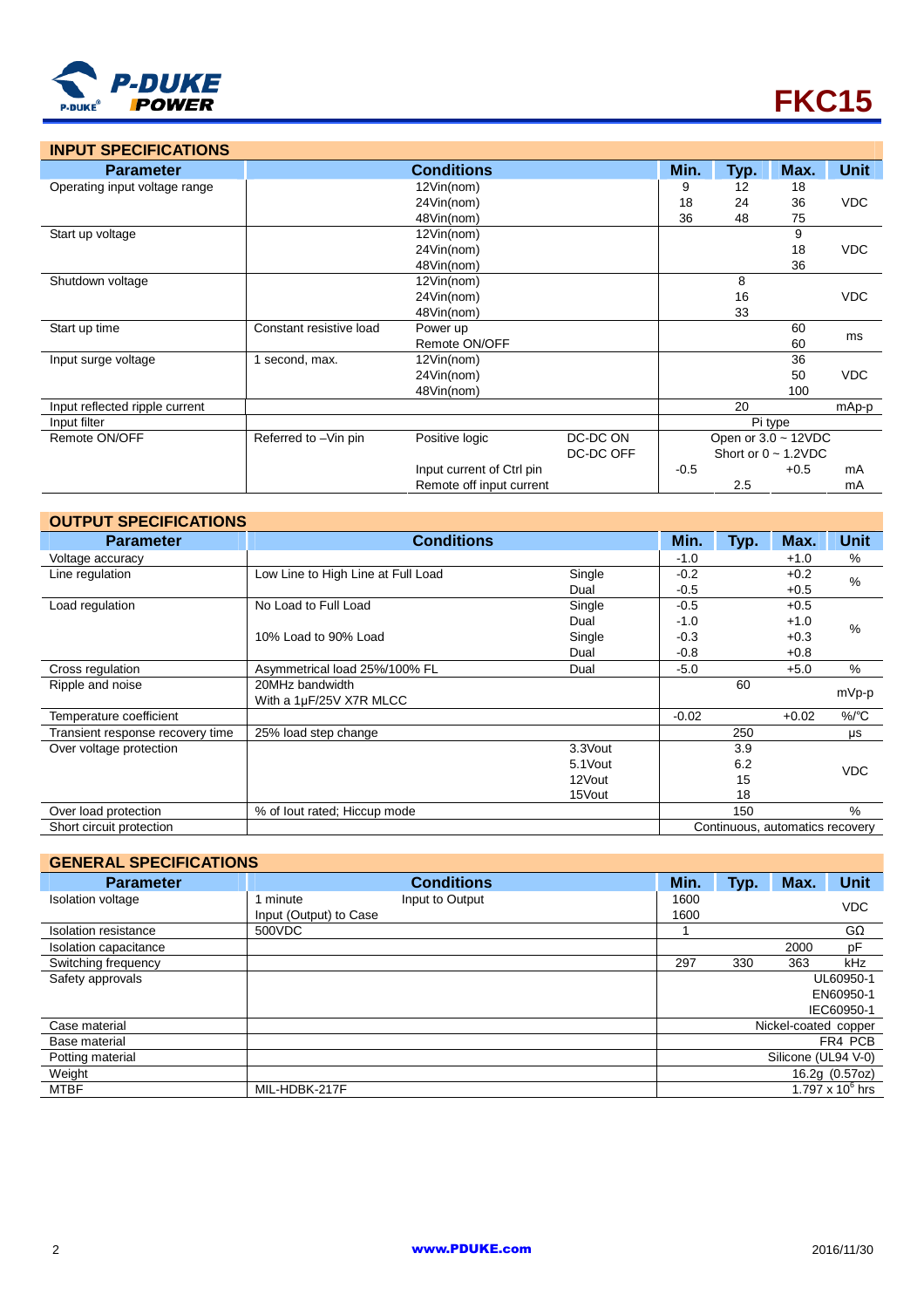# FKC15

## INPUT SPECIFICATIONS

| Parameter | Conditions | | | Min. | Typ. | Max. | Unit |
|---|---|---|---|---|---|---|---|
| Operating input voltage range | | 12Vin(nom) | | 9 | 12 | 18 | VDC |
| | | 24Vin(nom) | | 18 | 24 | 36 | |
| | | 48Vin(nom) | | 36 | 48 | 75 | |
| Start up voltage | | 12Vin(nom) | | | | 9 | VDC |
| | | 24Vin(nom) | | | | 18 | |
| | | 48Vin(nom) | | | | 36 | |
| Shutdown voltage | | 12Vin(nom) | | | 8 | | VDC |
| | | 24Vin(nom) | | | 16 | | |
| | | 48Vin(nom) | | | 33 | | |
| Start up time | Constant resistive load | Power up | | | | 60 | ms |
| | | Remote ON/OFF | | | | 60 | |
| Input surge voltage | 1 second, max. | 12Vin(nom) | | | | 36 | VDC |
| | | 24Vin(nom) | | | | 50 | |
| | | 48Vin(nom) | | | | 100 | |
| Input reflected ripple current | | | | | 20 | | mAp-p |
| Input filter | | | | Pi type | | | |
| Remote ON/OFF | Referred to –Vin pin | Positive logic | DC-DC ON | Open or 3.0 ~ 12VDC | | | |
| | | | DC-DC OFF | Short or 0 ~ 1.2VDC | | | |
| | | Input current of Ctrl pin | | -0.5 | | +0.5 | mA |
| | | Remote off input current | | | 2.5 | | mA |

## OUTPUT SPECIFICATIONS

| Parameter | Conditions | | Min. | Typ. | Max. | Unit |
|---|---|---|---|---|---|---|
| Voltage accuracy | | | -1.0 | | +1.0 | % |
| Line regulation | Low Line to High Line at Full Load | Single | -0.2 | | +0.2 | % |
| | | Dual | -0.5 | | +0.5 | |
| Load regulation | No Load to Full Load | Single | -0.5 | | +0.5 | % |
| | | Dual | -1.0 | | +1.0 | |
| | 10% Load to 90% Load | Single | -0.3 | | +0.3 | |
| | | Dual | -0.8 | | +0.8 | |
| Cross regulation | Asymmetrical load 25%/100% FL | Dual | -5.0 | | +5.0 | % |
| Ripple and noise | 20MHz bandwidth<br>With a 1µF/25V X7R MLCC | | | 60 | | mVp-p |
| Temperature coefficient | | | -0.02 | | +0.02 | %/℃ |
| Transient response recovery time | 25% load step change | | | 250 | | µs |
| Over voltage protection | | 3.3Vout | | 3.9 | | VDC |
| | | 5.1Vout | | 6.2 | | |
| | | 12Vout | | 15 | | |
| | | 15Vout | | 18 | | |
| Over load protection | % of Iout rated; Hiccup mode | | | 150 | | % |
| Short circuit protection | | | Continuous, automatics recovery | | | |

## GENERAL SPECIFICATIONS

| Parameter | Conditions | | Min. | Typ. | Max. | Unit |
|---|---|---|---|---|---|---|
| Isolation voltage | 1 minute | Input to Output | 1600 | | | VDC |
| | Input (Output) to Case | | 1600 | | | |
| Isolation resistance | 500VDC | | 1 | | | GΩ |
| Isolation capacitance | | | | | 2000 | pF |
| Switching frequency | | | 297 | 330 | 363 | kHz |
| Safety approvals | | | UL60950-1<br>EN60950-1<br>IEC60950-1 | | | |
| Case material | | | Nickel-coated copper | | | |
| Base material | | | FR4 PCB | | | |
| Potting material | | | Silicone (UL94 V-0) | | | |
| Weight | | | 16.2g (0.57oz) | | | |
| MTBF | MIL-HDBK-217F | | $1.797 \times 10^6$ hrs | | | |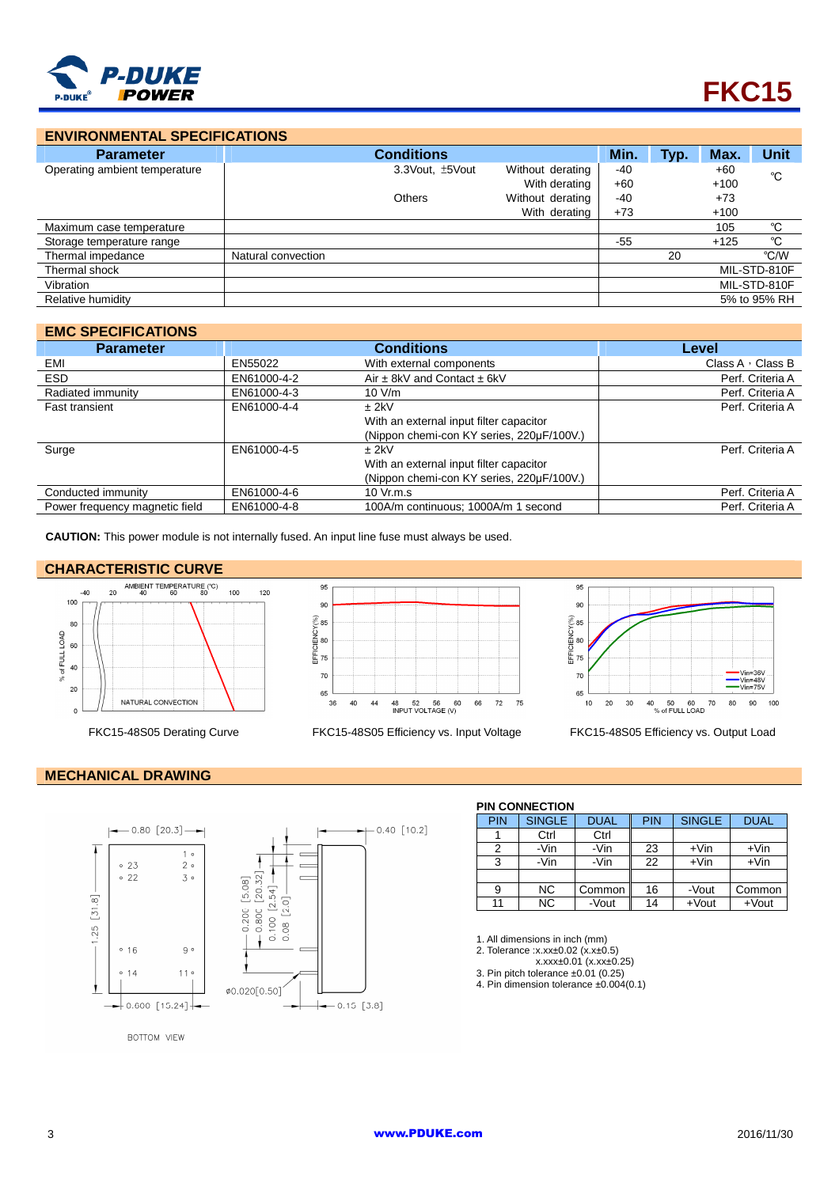## ENVIRONMENTAL SPECIFICATIONS

| Parameter | Conditions | | Min. | Typ. | Max. | Unit |
|---|---|---|---|---|---|---|
| Operating ambient temperature | 3.3Vout, ±5Vout | Without derating | -40 | | +60 | ℃ |
| | | With derating | +60 | | +100 | |
| | Others | Without derating | -40 | | +73 | |
| | | With derating | +73 | | +100 | |
| Maximum case temperature | | | | | 105 | ℃ |
| Storage temperature range | | | -55 | | +125 | ℃ |
| Thermal impedance | Natural convection | | | 20 | | ℃/W |
| Thermal shock | | | | | | MIL-STD-810F |
| Vibration | | | | | | MIL-STD-810F |
| Relative humidity | | | | | | 5% to 95% RH |

## EMC SPECIFICATIONS

| Parameter | | Conditions | Level |
|---|---|---|---|
| EMI | EN55022 | With external components | Class A，Class B |
| ESD | EN61000-4-2 | Air ± 8kV and Contact ± 6kV | Perf. Criteria A |
| Radiated immunity | EN61000-4-3 | 10 V/m | Perf. Criteria A |
| Fast transient | EN61000-4-4 | ± 2kV<br>With an external input filter capacitor<br>(Nippon chemi-con KY series, 220µF/100V.) | Perf. Criteria A |
| Surge | EN61000-4-5 | ± 2kV<br>With an external input filter capacitor<br>(Nippon chemi-con KY series, 220µF/100V.) | Perf. Criteria A |
| Conducted immunity | EN61000-4-6 | 10 Vr.m.s | Perf. Criteria A |
| Power frequency magnetic field | EN61000-4-8 | 100A/m continuous; 1000A/m 1 second | Perf. Criteria A |

**CAUTION:** This power module is not internally fused. An input line fuse must always be used.

## CHARACTERISTIC CURVE

AMBIENT TEMPERATURE (℃)
-40 20 40 60 80 100 120
% of FULL LOAD
100 80 60 40 20 0
NATURAL CONVECTION

FKC15-48S05 Derating Curve

EFFICIENCY(%)
95 90 85 80 75 70 65
36 40 44 48 52 56 60 66 72 75
INPUT VOLTAGE (V)

FKC15-48S05 Efficiency vs. Input Voltage

EFFICIENCY(%)
95 90 85 80 75 70 65
10 20 30 40 50 60 70 80 90 100
% of FULL LOAD
Vin=36V
Vin=48V
Vin=75V

FKC15-48S05 Efficiency vs. Output Load

## MECHANICAL DRAWING

0.80 [20.3]
1.25 [31.8]
0.600 [15.24]
0.40 [10.2]
0.200 [5.08]
0.800 [20.32]
0.100 [2.54]
0.08 [2.0]
ø0.020[0.50]
0.15 [3.8]
1 2 3 9 11 23 22 16 14

BOTTOM VIEW

**PIN CONNECTION**

| PIN | SINGLE | DUAL | PIN | SINGLE | DUAL |
|---|---|---|---|---|---|
| 1 | Ctrl | Ctrl | | | |
| 2 | -Vin | -Vin | 23 | +Vin | +Vin |
| 3 | -Vin | -Vin | 22 | +Vin | +Vin |
| | | | | | |
| 9 | NC | Common | 16 | -Vout | Common |
| 11 | NC | -Vout | 14 | +Vout | +Vout |

1. All dimensions in inch (mm)
2. Tolerance :x.xx±0.02 (x.x±0.5)
   x.xxx±0.01 (x.xx±0.25)
3. Pin pitch tolerance ±0.01 (0.25)
4. Pin dimension tolerance ±0.004(0.1)